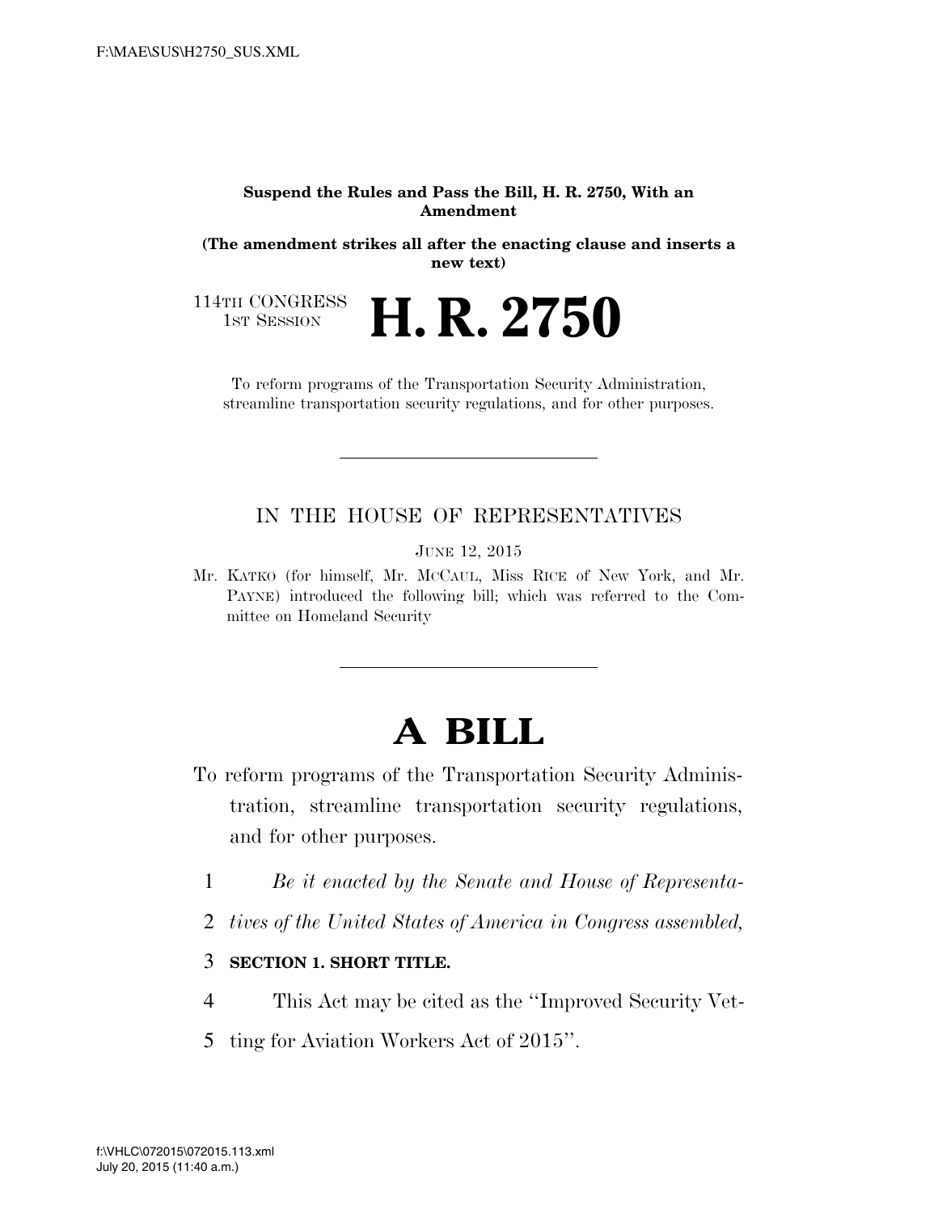**Suspend the Rules and Pass the Bill, H. R. 2750, With an Amendment**

**(The amendment strikes all after the enacting clause and inserts a new text)**

114TH CONGRESS
1ST SESSION

# H. R. 2750

To reform programs of the Transportation Security Administration, streamline transportation security regulations, and for other purposes.

---

IN THE HOUSE OF REPRESENTATIVES

JUNE 12, 2015

Mr. KATKO (for himself, Mr. MCCAUL, Miss RICE of New York, and Mr. PAYNE) introduced the following bill; which was referred to the Committee on Homeland Security

---

# A BILL

To reform programs of the Transportation Security Administration, streamline transportation security regulations, and for other purposes.

1 *Be it enacted by the Senate and House of Representa-*
2 *tives of the United States of America in Congress assembled,*

3 **SECTION 1. SHORT TITLE.**

4 This Act may be cited as the ''Improved Security Vet-
5 ting for Aviation Workers Act of 2015''.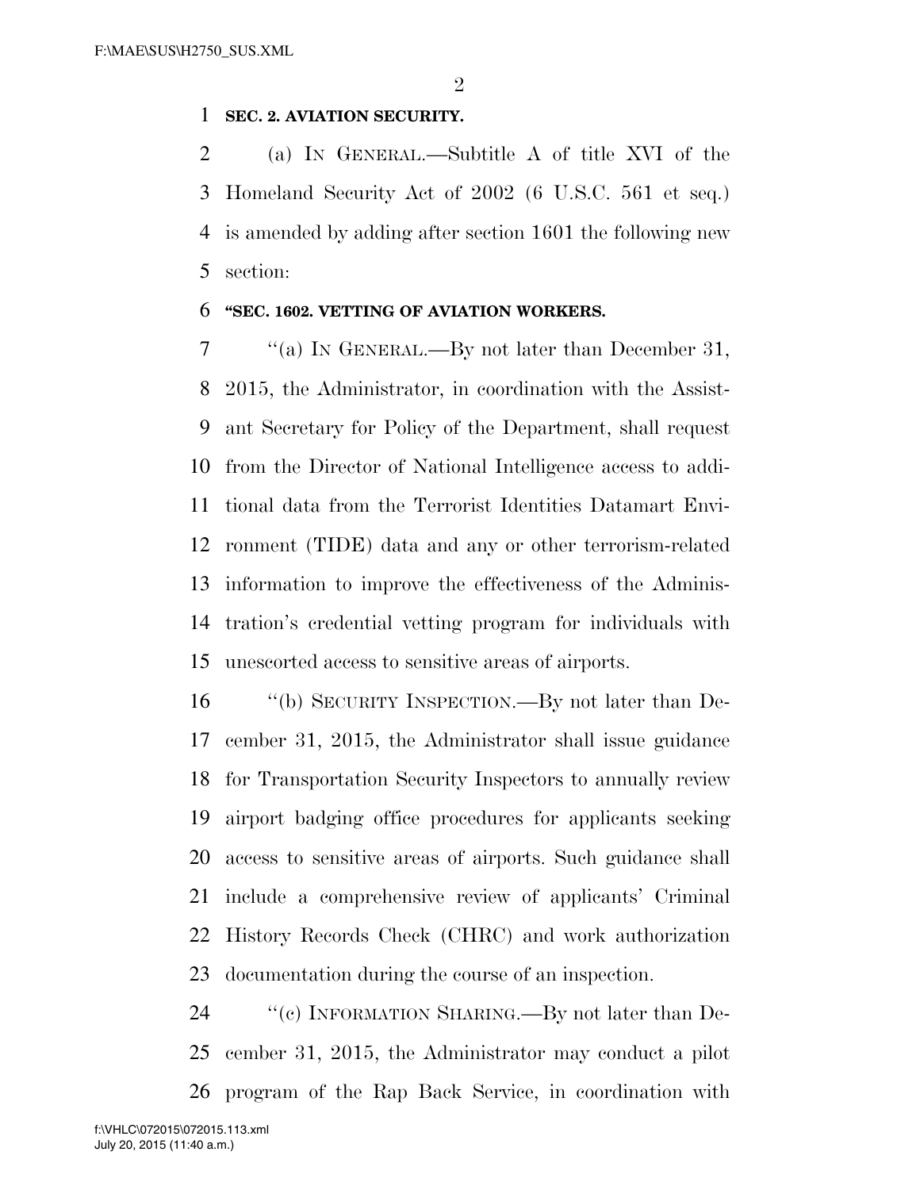**SEC. 2. AVIATION SECURITY.**

(a) IN GENERAL.—Subtitle A of title XVI of the Homeland Security Act of 2002 (6 U.S.C. 561 et seq.) is amended by adding after section 1601 the following new section:

**"SEC. 1602. VETTING OF AVIATION WORKERS.**

"(a) IN GENERAL.—By not later than December 31, 2015, the Administrator, in coordination with the Assistant Secretary for Policy of the Department, shall request from the Director of National Intelligence access to additional data from the Terrorist Identities Datamart Environment (TIDE) data and any or other terrorism-related information to improve the effectiveness of the Administration's credential vetting program for individuals with unescorted access to sensitive areas of airports.

"(b) SECURITY INSPECTION.—By not later than December 31, 2015, the Administrator shall issue guidance for Transportation Security Inspectors to annually review airport badging office procedures for applicants seeking access to sensitive areas of airports. Such guidance shall include a comprehensive review of applicants' Criminal History Records Check (CHRC) and work authorization documentation during the course of an inspection.

"(c) INFORMATION SHARING.—By not later than December 31, 2015, the Administrator may conduct a pilot program of the Rap Back Service, in coordination with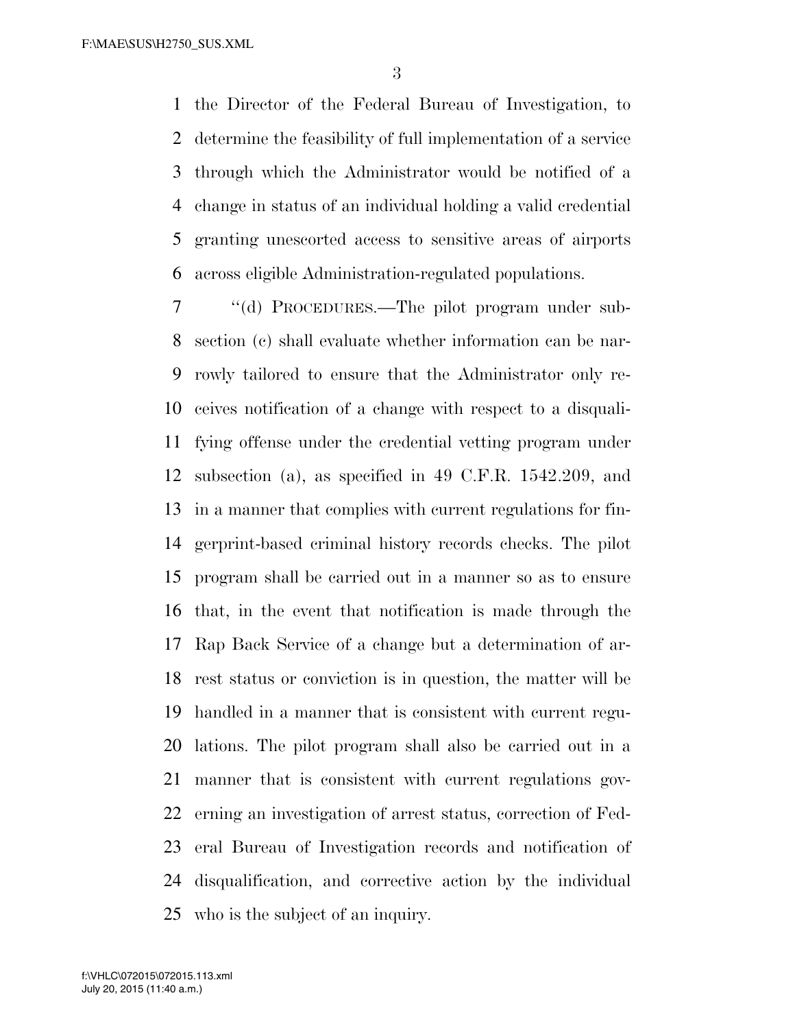the Director of the Federal Bureau of Investigation, to determine the feasibility of full implementation of a service through which the Administrator would be notified of a change in status of an individual holding a valid credential granting unescorted access to sensitive areas of airports across eligible Administration-regulated populations.

"(d) PROCEDURES.—The pilot program under subsection (c) shall evaluate whether information can be narrowly tailored to ensure that the Administrator only receives notification of a change with respect to a disqualifying offense under the credential vetting program under subsection (a), as specified in 49 C.F.R. 1542.209, and in a manner that complies with current regulations for fingerprint-based criminal history records checks. The pilot program shall be carried out in a manner so as to ensure that, in the event that notification is made through the Rap Back Service of a change but a determination of arrest status or conviction is in question, the matter will be handled in a manner that is consistent with current regulations. The pilot program shall also be carried out in a manner that is consistent with current regulations governing an investigation of arrest status, correction of Federal Bureau of Investigation records and notification of disqualification, and corrective action by the individual who is the subject of an inquiry.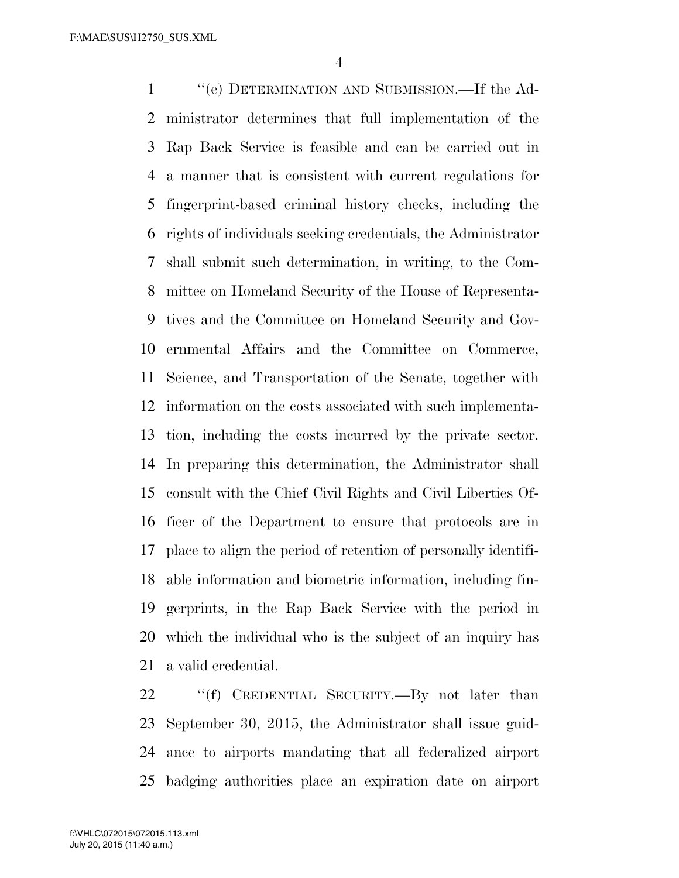"(e) DETERMINATION AND SUBMISSION.—If the Administrator determines that full implementation of the Rap Back Service is feasible and can be carried out in a manner that is consistent with current regulations for fingerprint-based criminal history checks, including the rights of individuals seeking credentials, the Administrator shall submit such determination, in writing, to the Committee on Homeland Security of the House of Representatives and the Committee on Homeland Security and Governmental Affairs and the Committee on Commerce, Science, and Transportation of the Senate, together with information on the costs associated with such implementation, including the costs incurred by the private sector. In preparing this determination, the Administrator shall consult with the Chief Civil Rights and Civil Liberties Officer of the Department to ensure that protocols are in place to align the period of retention of personally identifiable information and biometric information, including fingerprints, in the Rap Back Service with the period in which the individual who is the subject of an inquiry has a valid credential.

"(f) CREDENTIAL SECURITY.—By not later than September 30, 2015, the Administrator shall issue guidance to airports mandating that all federalized airport badging authorities place an expiration date on airport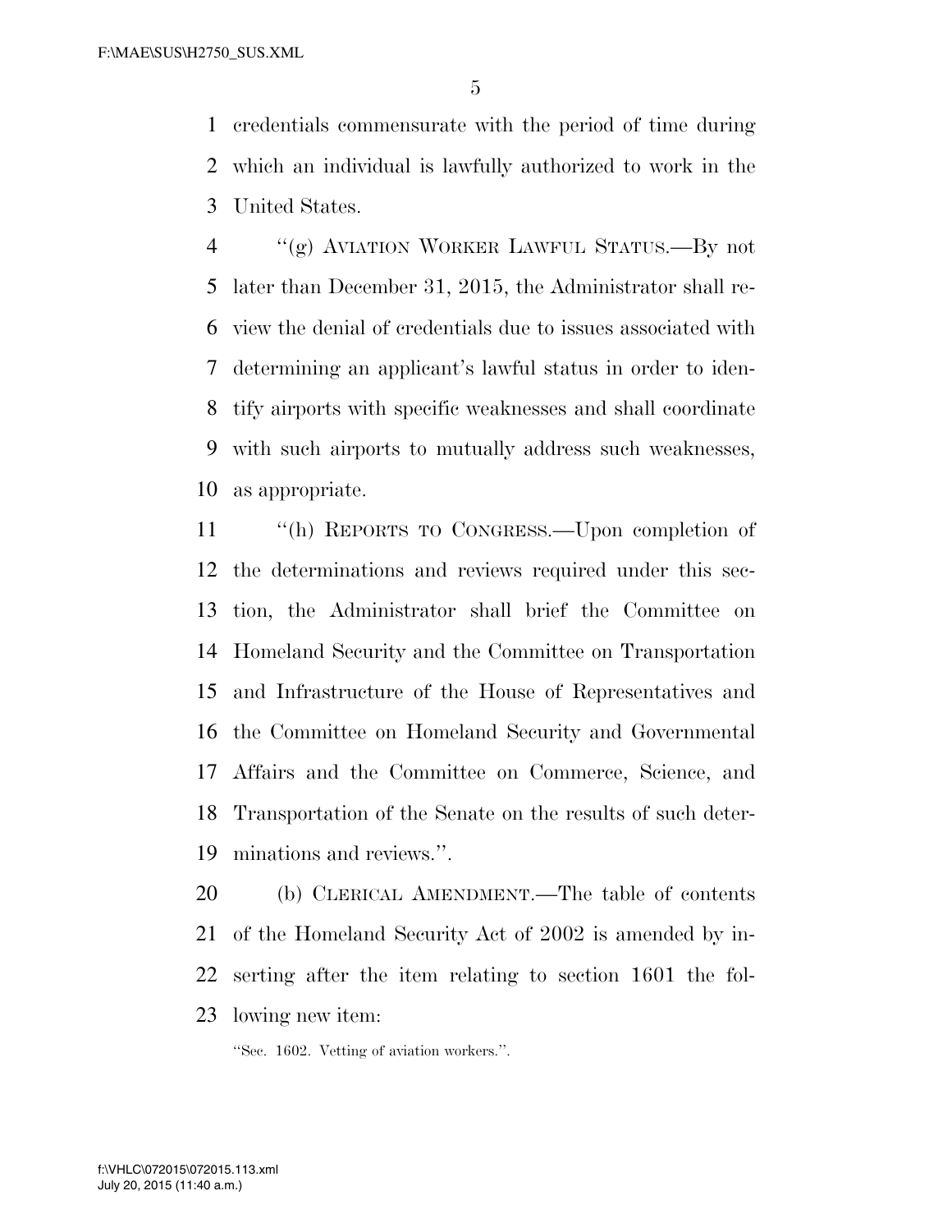credentials commensurate with the period of time during which an individual is lawfully authorized to work in the United States.

"(g) AVIATION WORKER LAWFUL STATUS.—By not later than December 31, 2015, the Administrator shall review the denial of credentials due to issues associated with determining an applicant's lawful status in order to identify airports with specific weaknesses and shall coordinate with such airports to mutually address such weaknesses, as appropriate.

"(h) REPORTS TO CONGRESS.—Upon completion of the determinations and reviews required under this section, the Administrator shall brief the Committee on Homeland Security and the Committee on Transportation and Infrastructure of the House of Representatives and the Committee on Homeland Security and Governmental Affairs and the Committee on Commerce, Science, and Transportation of the Senate on the results of such determinations and reviews.".

(b) CLERICAL AMENDMENT.—The table of contents of the Homeland Security Act of 2002 is amended by inserting after the item relating to section 1601 the following new item:

"Sec. 1602. Vetting of aviation workers.".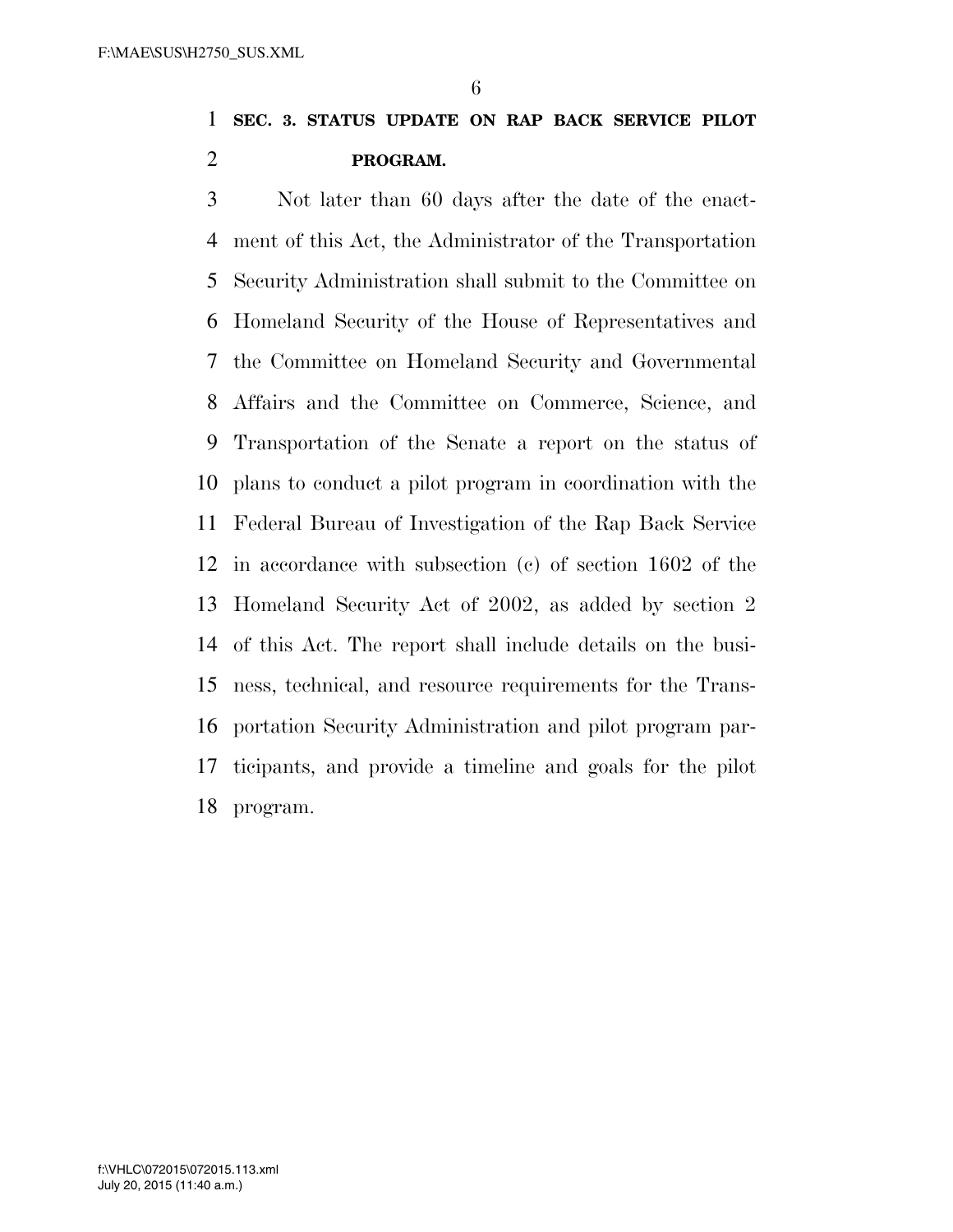## SEC. 3. STATUS UPDATE ON RAP BACK SERVICE PILOT PROGRAM.

Not later than 60 days after the date of the enactment of this Act, the Administrator of the Transportation Security Administration shall submit to the Committee on Homeland Security of the House of Representatives and the Committee on Homeland Security and Governmental Affairs and the Committee on Commerce, Science, and Transportation of the Senate a report on the status of plans to conduct a pilot program in coordination with the Federal Bureau of Investigation of the Rap Back Service in accordance with subsection (c) of section 1602 of the Homeland Security Act of 2002, as added by section 2 of this Act. The report shall include details on the business, technical, and resource requirements for the Transportation Security Administration and pilot program participants, and provide a timeline and goals for the pilot program.